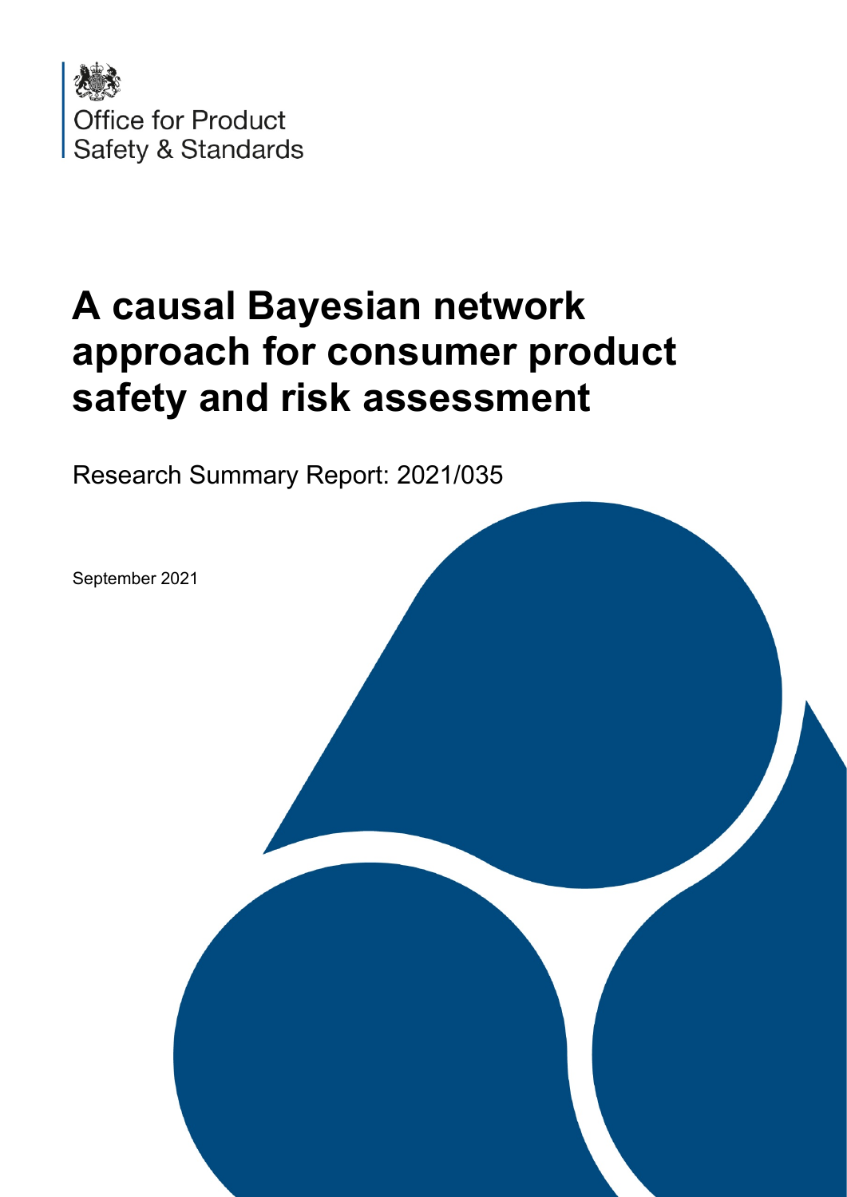Office for Product Safety & Standards

# A causal Bayesian network approach for consumer product safety and risk assessment

Research Summary Report: 2021/035

September 2021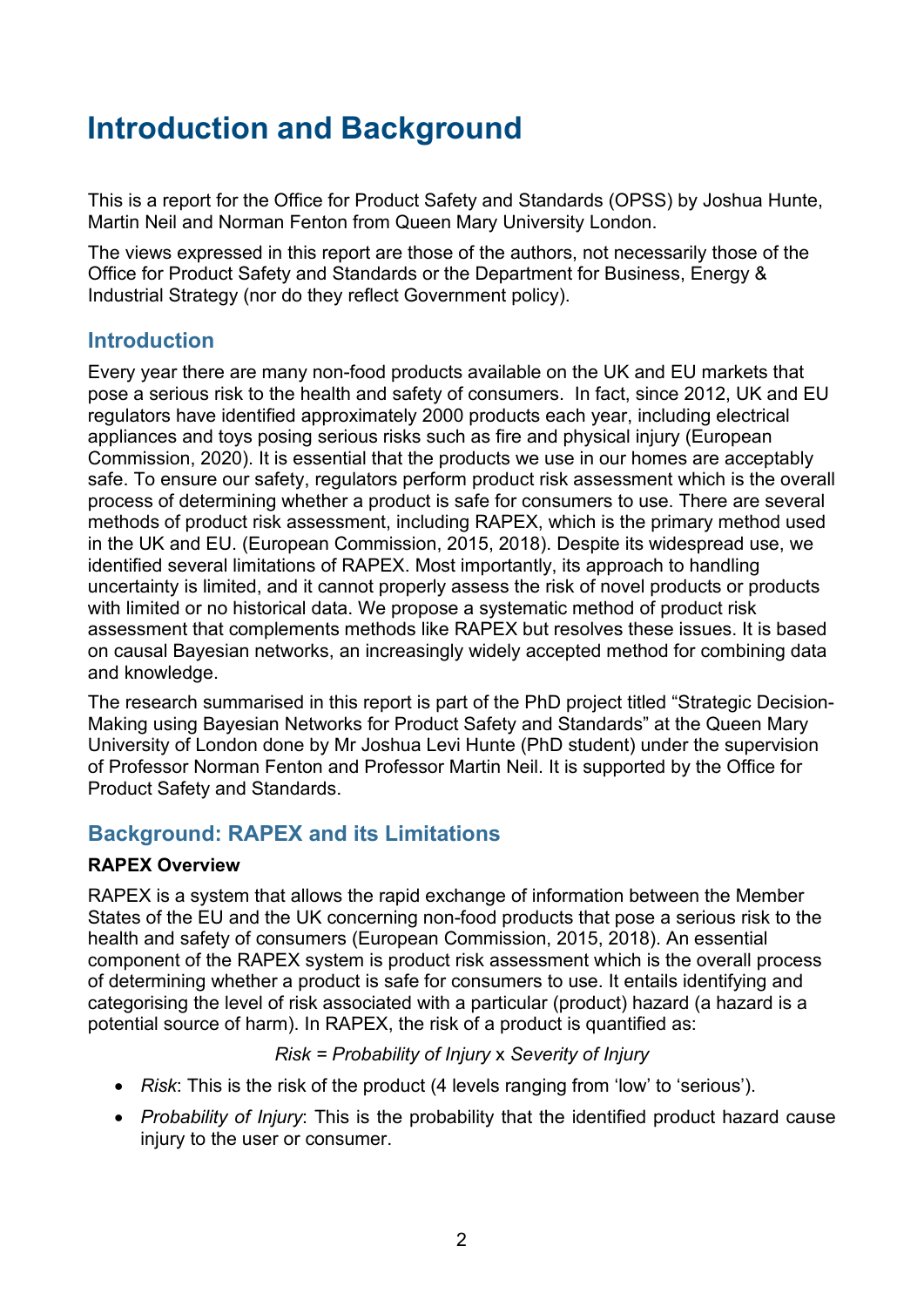# Introduction and Background

This is a report for the Office for Product Safety and Standards (OPSS) by Joshua Hunte, Martin Neil and Norman Fenton from Queen Mary University London.

The views expressed in this report are those of the authors, not necessarily those of the Office for Product Safety and Standards or the Department for Business, Energy & Industrial Strategy (nor do they reflect Government policy).

## Introduction

Every year there are many non-food products available on the UK and EU markets that pose a serious risk to the health and safety of consumers. In fact, since 2012, UK and EU regulators have identified approximately 2000 products each year, including electrical appliances and toys posing serious risks such as fire and physical injury (European Commission, 2020). It is essential that the products we use in our homes are acceptably safe. To ensure our safety, regulators perform product risk assessment which is the overall process of determining whether a product is safe for consumers to use. There are several methods of product risk assessment, including RAPEX, which is the primary method used in the UK and EU. (European Commission, 2015, 2018). Despite its widespread use, we identified several limitations of RAPEX. Most importantly, its approach to handling uncertainty is limited, and it cannot properly assess the risk of novel products or products with limited or no historical data. We propose a systematic method of product risk assessment that complements methods like RAPEX but resolves these issues. It is based on causal Bayesian networks, an increasingly widely accepted method for combining data and knowledge.

The research summarised in this report is part of the PhD project titled "Strategic Decision-Making using Bayesian Networks for Product Safety and Standards" at the Queen Mary University of London done by Mr Joshua Levi Hunte (PhD student) under the supervision of Professor Norman Fenton and Professor Martin Neil. It is supported by the Office for Product Safety and Standards.

## Background: RAPEX and its Limitations

**RAPEX Overview**

RAPEX is a system that allows the rapid exchange of information between the Member States of the EU and the UK concerning non-food products that pose a serious risk to the health and safety of consumers (European Commission, 2015, 2018). An essential component of the RAPEX system is product risk assessment which is the overall process of determining whether a product is safe for consumers to use. It entails identifying and categorising the level of risk associated with a particular (product) hazard (a hazard is a potential source of harm). In RAPEX, the risk of a product is quantified as:

*Risk = Probability of Injury* x *Severity of Injury*

- *Risk*: This is the risk of the product (4 levels ranging from 'low' to 'serious').
- *Probability of Injury*: This is the probability that the identified product hazard cause injury to the user or consumer.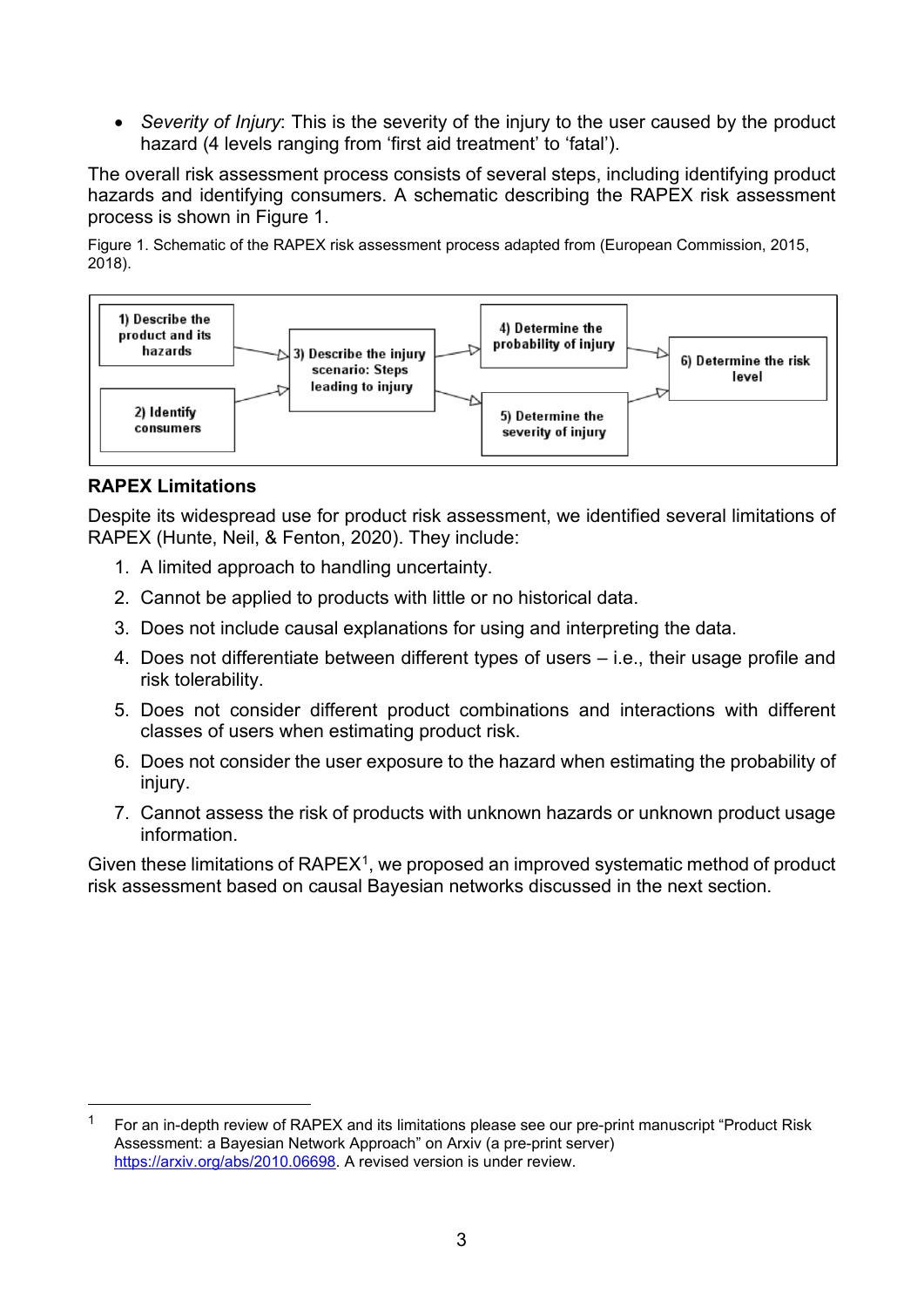- *Severity of Injury*: This is the severity of the injury to the user caused by the product hazard (4 levels ranging from 'first aid treatment' to 'fatal').

The overall risk assessment process consists of several steps, including identifying product hazards and identifying consumers. A schematic describing the RAPEX risk assessment process is shown in Figure 1.

Figure 1. Schematic of the RAPEX risk assessment process adapted from (European Commission, 2015, 2018).

1) Describe the product and its hazards → 3) Describe the injury scenario: Steps leading to injury

2) Identify consumers → 3) Describe the injury scenario: Steps leading to injury

3) Describe the injury scenario: Steps leading to injury → 4) Determine the probability of injury

3) Describe the injury scenario: Steps leading to injury → 5) Determine the severity of injury

4) Determine the probability of injury → 6) Determine the risk level

5) Determine the severity of injury → 6) Determine the risk level

**RAPEX Limitations**

Despite its widespread use for product risk assessment, we identified several limitations of RAPEX (Hunte, Neil, & Fenton, 2020). They include:

1. A limited approach to handling uncertainty.
2. Cannot be applied to products with little or no historical data.
3. Does not include causal explanations for using and interpreting the data.
4. Does not differentiate between different types of users – i.e., their usage profile and risk tolerability.
5. Does not consider different product combinations and interactions with different classes of users when estimating product risk.
6. Does not consider the user exposure to the hazard when estimating the probability of injury.
7. Cannot assess the risk of products with unknown hazards or unknown product usage information.

Given these limitations of RAPEX[1], we proposed an improved systematic method of product risk assessment based on causal Bayesian networks discussed in the next section.

[1] For an in-depth review of RAPEX and its limitations please see our pre-print manuscript "Product Risk Assessment: a Bayesian Network Approach" on Arxiv (a pre-print server) https://arxiv.org/abs/2010.06698. A revised version is under review.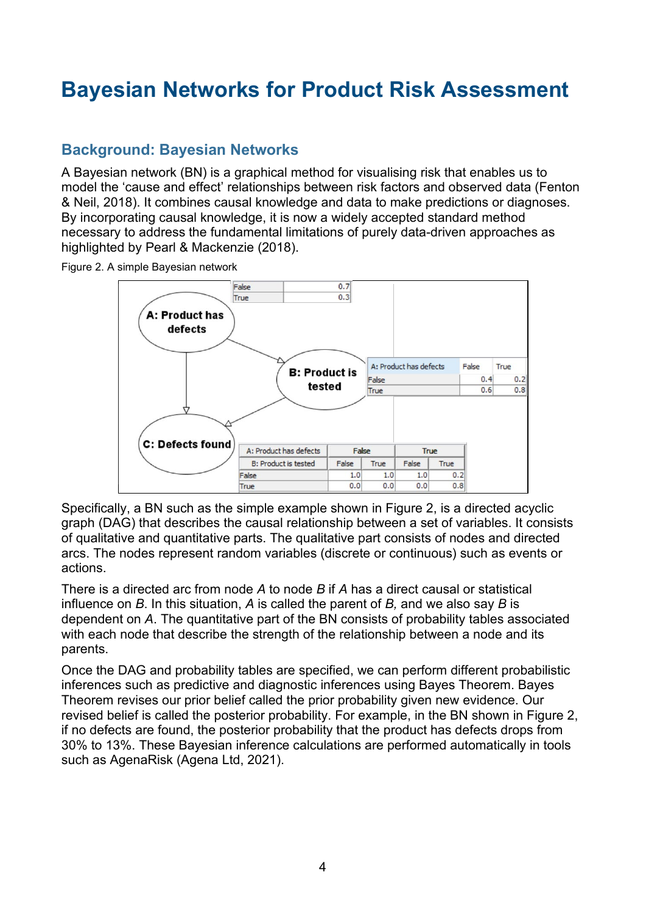# Bayesian Networks for Product Risk Assessment

## Background: Bayesian Networks

A Bayesian network (BN) is a graphical method for visualising risk that enables us to model the 'cause and effect' relationships between risk factors and observed data (Fenton & Neil, 2018). It combines causal knowledge and data to make predictions or diagnoses. By incorporating causal knowledge, it is now a widely accepted standard method necessary to address the fundamental limitations of purely data-driven approaches as highlighted by Pearl & Mackenzie (2018).

Figure 2. A simple Bayesian network

| | |
|---|---|
| False | 0.7 |
| True | 0.3 |

| A: Product has defects | False | True |
|---|---|---|
| False | 0.4 | 0.2 |
| True | 0.6 | 0.8 |

| A: Product has defects | False | | True | |
|---|---|---|---|---|
| B: Product is tested | False | True | False | True |
| False | 1.0 | 1.0 | 1.0 | 0.2 |
| True | 0.0 | 0.0 | 0.0 | 0.8 |

Specifically, a BN such as the simple example shown in Figure 2, is a directed acyclic graph (DAG) that describes the causal relationship between a set of variables. It consists of qualitative and quantitative parts. The qualitative part consists of nodes and directed arcs. The nodes represent random variables (discrete or continuous) such as events or actions.

There is a directed arc from node *A* to node *B* if *A* has a direct causal or statistical influence on *B*. In this situation, *A* is called the parent of *B,* and we also say *B* is dependent on *A*. The quantitative part of the BN consists of probability tables associated with each node that describe the strength of the relationship between a node and its parents.

Once the DAG and probability tables are specified, we can perform different probabilistic inferences such as predictive and diagnostic inferences using Bayes Theorem. Bayes Theorem revises our prior belief called the prior probability given new evidence. Our revised belief is called the posterior probability. For example, in the BN shown in Figure 2, if no defects are found, the posterior probability that the product has defects drops from 30% to 13%. These Bayesian inference calculations are performed automatically in tools such as AgenaRisk (Agena Ltd, 2021).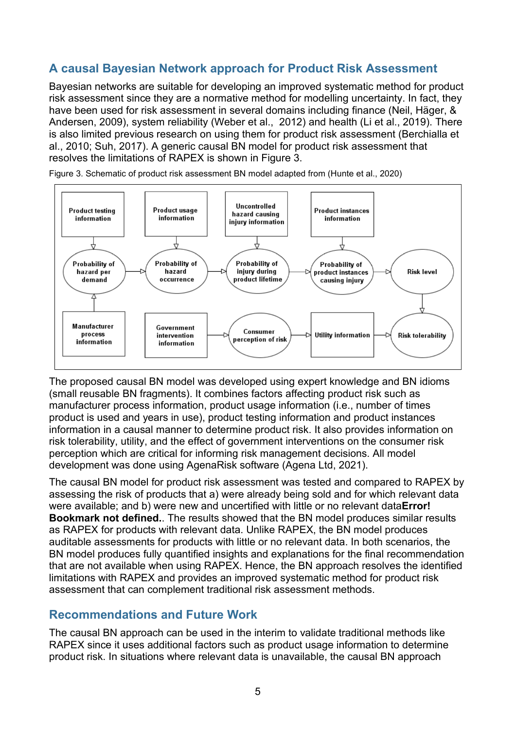## A causal Bayesian Network approach for Product Risk Assessment

Bayesian networks are suitable for developing an improved systematic method for product risk assessment since they are a normative method for modelling uncertainty. In fact, they have been used for risk assessment in several domains including finance (Neil, Häger, & Andersen, 2009), system reliability (Weber et al., 2012) and health (Li et al., 2019). There is also limited previous research on using them for product risk assessment (Berchialla et al., 2010; Suh, 2017). A generic causal BN model for product risk assessment that resolves the limitations of RAPEX is shown in Figure 3.

Figure 3. Schematic of product risk assessment BN model adapted from (Hunte et al., 2020)

The proposed causal BN model was developed using expert knowledge and BN idioms (small reusable BN fragments). It combines factors affecting product risk such as manufacturer process information, product usage information (i.e., number of times product is used and years in use), product testing information and product instances information in a causal manner to determine product risk. It also provides information on risk tolerability, utility, and the effect of government interventions on the consumer risk perception which are critical for informing risk management decisions. All model development was done using AgenaRisk software (Agena Ltd, 2021).

The causal BN model for product risk assessment was tested and compared to RAPEX by assessing the risk of products that a) were already being sold and for which relevant data were available; and b) were new and uncertified with little or no relevant data**Error! Bookmark not defined.**. The results showed that the BN model produces similar results as RAPEX for products with relevant data. Unlike RAPEX, the BN model produces auditable assessments for products with little or no relevant data. In both scenarios, the BN model produces fully quantified insights and explanations for the final recommendation that are not available when using RAPEX. Hence, the BN approach resolves the identified limitations with RAPEX and provides an improved systematic method for product risk assessment that can complement traditional risk assessment methods.

## Recommendations and Future Work

The causal BN approach can be used in the interim to validate traditional methods like RAPEX since it uses additional factors such as product usage information to determine product risk. In situations where relevant data is unavailable, the causal BN approach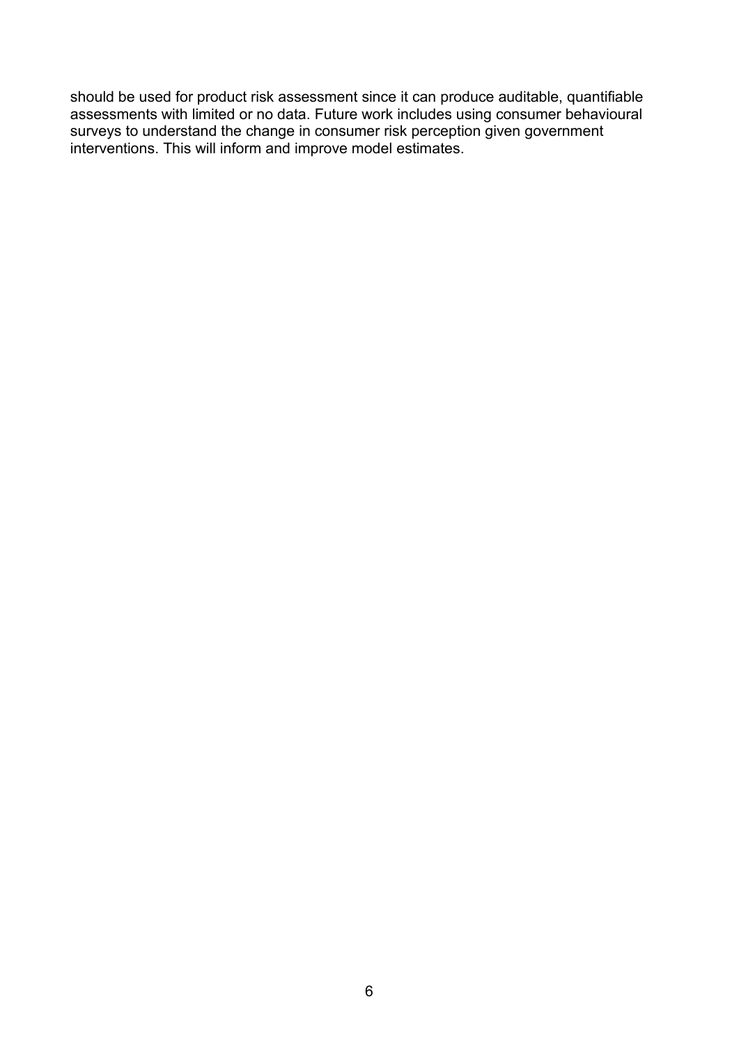should be used for product risk assessment since it can produce auditable, quantifiable assessments with limited or no data. Future work includes using consumer behavioural surveys to understand the change in consumer risk perception given government interventions. This will inform and improve model estimates.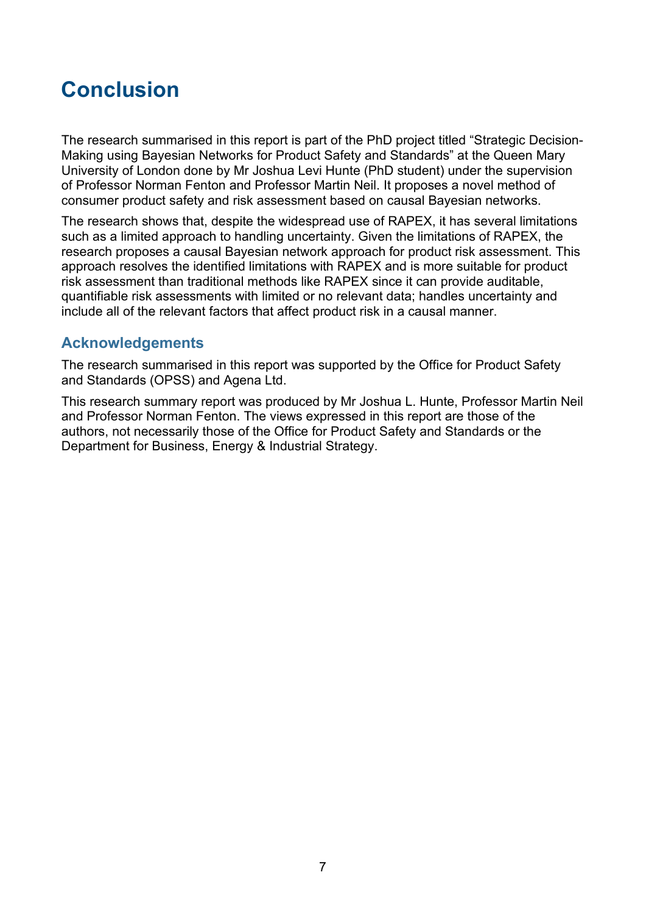# Conclusion

The research summarised in this report is part of the PhD project titled "Strategic Decision-Making using Bayesian Networks for Product Safety and Standards" at the Queen Mary University of London done by Mr Joshua Levi Hunte (PhD student) under the supervision of Professor Norman Fenton and Professor Martin Neil. It proposes a novel method of consumer product safety and risk assessment based on causal Bayesian networks.

The research shows that, despite the widespread use of RAPEX, it has several limitations such as a limited approach to handling uncertainty. Given the limitations of RAPEX, the research proposes a causal Bayesian network approach for product risk assessment. This approach resolves the identified limitations with RAPEX and is more suitable for product risk assessment than traditional methods like RAPEX since it can provide auditable, quantifiable risk assessments with limited or no relevant data; handles uncertainty and include all of the relevant factors that affect product risk in a causal manner.

## Acknowledgements

The research summarised in this report was supported by the Office for Product Safety and Standards (OPSS) and Agena Ltd.

This research summary report was produced by Mr Joshua L. Hunte, Professor Martin Neil and Professor Norman Fenton. The views expressed in this report are those of the authors, not necessarily those of the Office for Product Safety and Standards or the Department for Business, Energy & Industrial Strategy.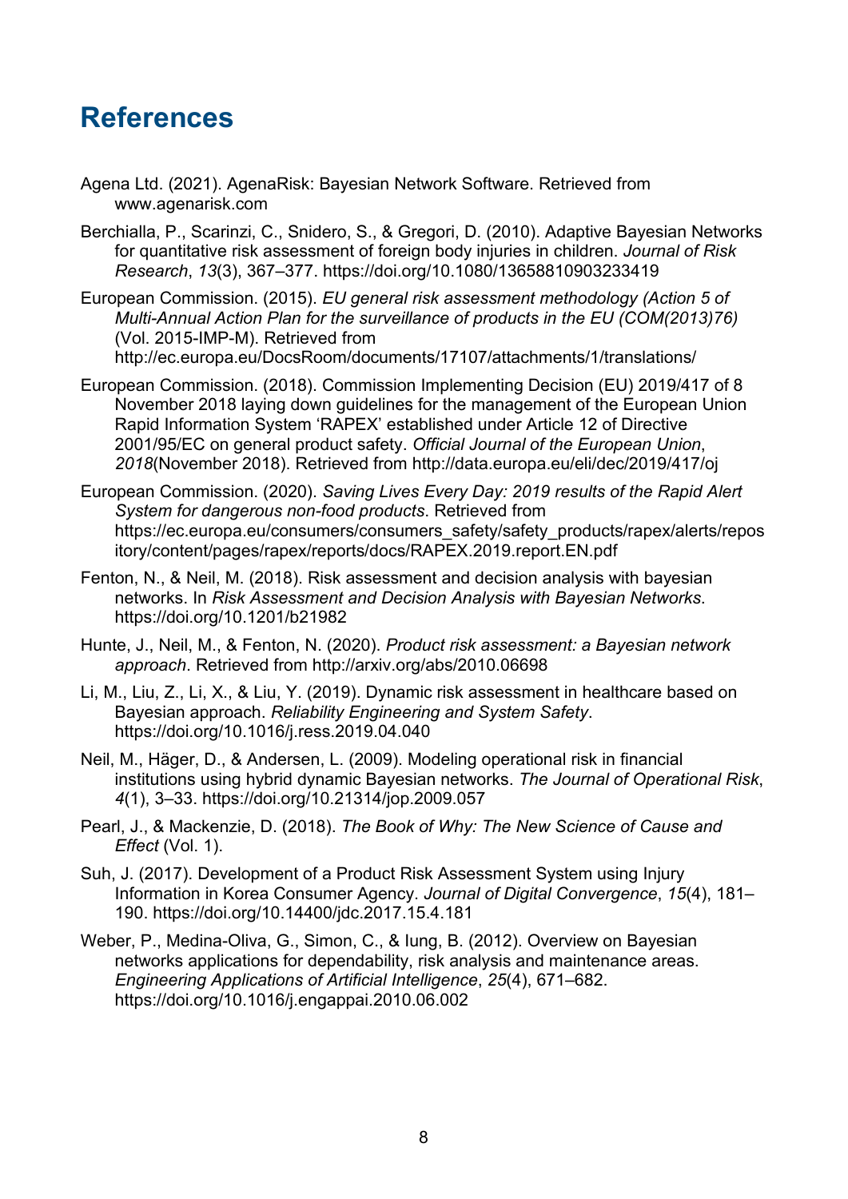# References

Agena Ltd. (2021). AgenaRisk: Bayesian Network Software. Retrieved from www.agenarisk.com

Berchialla, P., Scarinzi, C., Snidero, S., & Gregori, D. (2010). Adaptive Bayesian Networks for quantitative risk assessment of foreign body injuries in children. *Journal of Risk Research*, *13*(3), 367–377. https://doi.org/10.1080/13658810903233419

European Commission. (2015). *EU general risk assessment methodology (Action 5 of Multi-Annual Action Plan for the surveillance of products in the EU (COM(2013)76)* (Vol. 2015-IMP-M). Retrieved from http://ec.europa.eu/DocsRoom/documents/17107/attachments/1/translations/

European Commission. (2018). Commission Implementing Decision (EU) 2019/417 of 8 November 2018 laying down guidelines for the management of the European Union Rapid Information System 'RAPEX' established under Article 12 of Directive 2001/95/EC on general product safety. *Official Journal of the European Union*, *2018*(November 2018). Retrieved from http://data.europa.eu/eli/dec/2019/417/oj

European Commission. (2020). *Saving Lives Every Day: 2019 results of the Rapid Alert System for dangerous non-food products*. Retrieved from https://ec.europa.eu/consumers/consumers_safety/safety_products/rapex/alerts/repository/content/pages/rapex/reports/docs/RAPEX.2019.report.EN.pdf

Fenton, N., & Neil, M. (2018). Risk assessment and decision analysis with bayesian networks. In *Risk Assessment and Decision Analysis with Bayesian Networks*. https://doi.org/10.1201/b21982

Hunte, J., Neil, M., & Fenton, N. (2020). *Product risk assessment: a Bayesian network approach*. Retrieved from http://arxiv.org/abs/2010.06698

Li, M., Liu, Z., Li, X., & Liu, Y. (2019). Dynamic risk assessment in healthcare based on Bayesian approach. *Reliability Engineering and System Safety*. https://doi.org/10.1016/j.ress.2019.04.040

Neil, M., Häger, D., & Andersen, L. (2009). Modeling operational risk in financial institutions using hybrid dynamic Bayesian networks. *The Journal of Operational Risk*, *4*(1), 3–33. https://doi.org/10.21314/jop.2009.057

Pearl, J., & Mackenzie, D. (2018). *The Book of Why: The New Science of Cause and Effect* (Vol. 1).

Suh, J. (2017). Development of a Product Risk Assessment System using Injury Information in Korea Consumer Agency. *Journal of Digital Convergence*, *15*(4), 181–190. https://doi.org/10.14400/jdc.2017.15.4.181

Weber, P., Medina-Oliva, G., Simon, C., & Iung, B. (2012). Overview on Bayesian networks applications for dependability, risk analysis and maintenance areas. *Engineering Applications of Artificial Intelligence*, *25*(4), 671–682. https://doi.org/10.1016/j.engappai.2010.06.002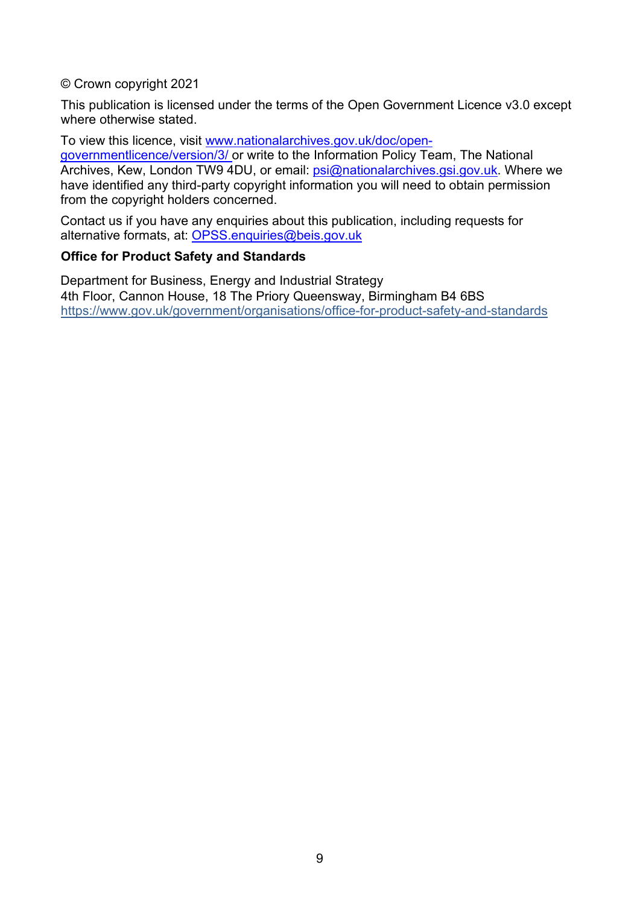© Crown copyright 2021

This publication is licensed under the terms of the Open Government Licence v3.0 except where otherwise stated.

To view this licence, visit www.nationalarchives.gov.uk/doc/open-governmentlicence/version/3/ or write to the Information Policy Team, The National Archives, Kew, London TW9 4DU, or email: psi@nationalarchives.gsi.gov.uk. Where we have identified any third-party copyright information you will need to obtain permission from the copyright holders concerned.

Contact us if you have any enquiries about this publication, including requests for alternative formats, at: OPSS.enquiries@beis.gov.uk

**Office for Product Safety and Standards**

Department for Business, Energy and Industrial Strategy
4th Floor, Cannon House, 18 The Priory Queensway, Birmingham B4 6BS
https://www.gov.uk/government/organisations/office-for-product-safety-and-standards